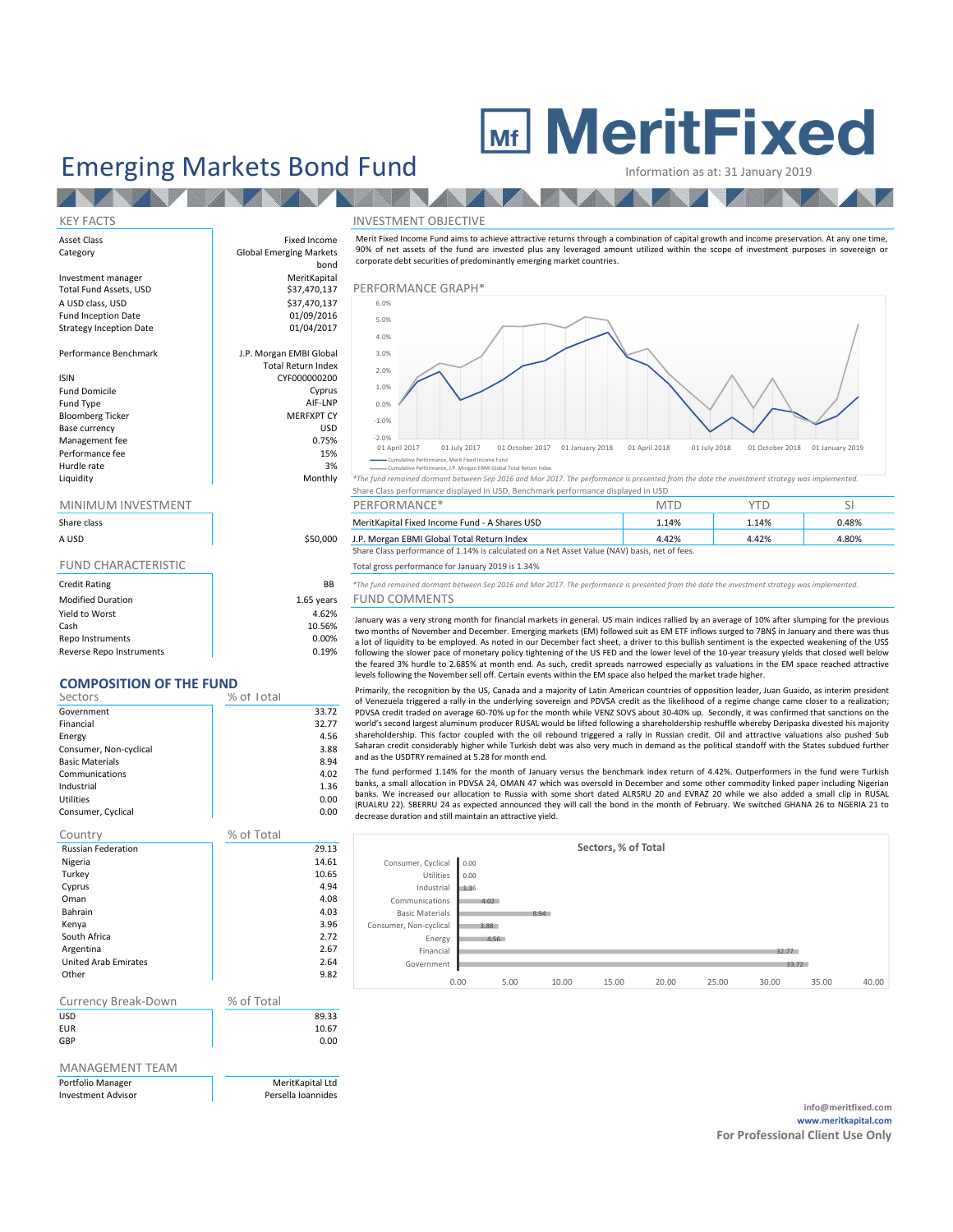# MeritFixed

# Emerging Markets Bond Fund

Information as at: 31 January 2019

## KEY FACTS

| | |
|---|---|
| Asset Class | Fixed Income |
| Category | Global Emerging Markets bond |
| Investment manager | MeritKapital |
| Total Fund Assets, USD | $37,470,137 |
| A USD class, USD | $37,470,137 |
| Fund Inception Date | 01/09/2016 |
| Strategy Inception Date | 01/04/2017 |
| Performance Benchmark | J.P. Morgan EMBI Global Total Return Index |
| ISIN | CYF000000200 |
| Fund Domicile | Cyprus |
| Fund Type | AIF-LNP |
| Bloomberg Ticker | MERFXPT CY |
| Base currency | USD |
| Management fee | 0.75% |
| Performance fee | 15% |
| Hurdle rate | 3% |
| Liquidity | Monthly |

## MINIMUM INVESTMENT

| Share class | |
|---|---|
| A USD | $50,000 |

## FUND CHARACTERISTIC

| | |
|---|---|
| Credit Rating | BB |
| Modified Duration | 1.65 years |
| Yield to Worst | 4.62% |
| Cash | 10.56% |
| Repo Instruments | 0.00% |
| Reverse Repo Instruments | 0.19% |

## COMPOSITION OF THE FUND

| Sectors | % of Total |
|---|---|
| Government | 33.72 |
| Financial | 32.77 |
| Energy | 4.56 |
| Consumer, Non-cyclical | 3.88 |
| Basic Materials | 8.94 |
| Communications | 4.02 |
| Industrial | 1.36 |
| Utilities | 0.00 |
| Consumer, Cyclical | 0.00 |

| Country | % of Total |
|---|---|
| Russian Federation | 29.13 |
| Nigeria | 14.61 |
| Turkey | 10.65 |
| Cyprus | 4.94 |
| Oman | 4.08 |
| Bahrain | 4.03 |
| Kenya | 3.96 |
| South Africa | 2.72 |
| Argentina | 2.67 |
| United Arab Emirates | 2.64 |
| Other | 9.82 |

| Currency Break-Down | % of Total |
|---|---|
| USD | 89.33 |
| EUR | 10.67 |
| GBP | 0.00 |

## MANAGEMENT TEAM

| | |
|---|---|
| Portfolio Manager | MeritKapital Ltd |
| Investment Advisor | Persella Ioannides |

## INVESTMENT OBJECTIVE

Merit Fixed Income Fund aims to achieve attractive returns through a combination of capital growth and income preservation. At any one time, 90% of net assets of the fund are invested plus any leveraged amount utilized within the scope of investment purposes in sovereign or corporate debt securities of predominantly emerging market countries.

## PERFORMANCE GRAPH*

Cumulative Performance, Merit Fixed Income Fund
Cumulative Performance, J.P. Morgan EMBI Global Total Return Index

*The fund remained dormant between Sep 2016 and Mar 2017. The performance is presented from the date the investment strategy was implemented.

Share Class performance displayed in USD, Benchmark performance displayed in USD

| PERFORMANCE* | MTD | YTD | SI |
|---|---|---|---|
| MeritKapital Fixed Income Fund - A Shares USD | 1.14% | 1.14% | 0.48% |
| J.P. Morgan EMBI Global Total Return Index | 4.42% | 4.42% | 4.80% |

Share Class performance of 1.14% is calculated on a Net Asset Value (NAV) basis, net of fees.

Total gross performance for January 2019 is 1.34%

*The fund remained dormant between Sep 2016 and Mar 2017. The performance is presented from the date the investment strategy was implemented.

## FUND COMMENTS

January was a very strong month for financial markets in general. US main indices rallied by an average of 10% after slumping for the previous two months of November and December. Emerging markets (EM) followed suit as EM ETF inflows surged to 7BN$ in January and there was thus a lot of liquidity to be employed. As noted in our December fact sheet, a driver to this bullish sentiment is the expected weakening of the US$ following the slower pace of monetary policy tightening of the US FED and the lower level of the 10-year treasury yields that closed well below the feared 3% hurdle to 2.685% at month end. As such, credit spreads narrowed especially as valuations in the EM space reached attractive levels following the November sell off. Certain events within the EM space also helped the market trade higher.

Primarily, the recognition by the US, Canada and a majority of Latin American countries of opposition leader, Juan Guaido, as interim president of Venezuela triggered a rally in the underlying sovereign and PDVSA credit as the likelihood of a regime change came closer to a realization; PDVSA credit traded on average 60-70% up for the month while VENZ SOVS about 30-40% up. Secondly, it was confirmed that sanctions on the world's second largest aluminum producer RUSAL would be lifted following a shareholdership reshuffle whereby Deripaska divested his majority shareholdership. This factor coupled with the oil rebound triggered a rally in Russian credit. Oil and attractive valuations also pushed Sub Saharan credit considerably higher while Turkish debt was also very much in demand as the political standoff with the States subdued further and as the USDTRY remained at 5.28 for month end.

The fund performed 1.14% for the month of January versus the benchmark index return of 4.42%. Outperformers in the fund were Turkish banks, a small allocation in PDVSA 24, OMAN 47 which was oversold in December and some other commodity linked paper including Nigerian banks. We increased our allocation to Russia with some short dated ALRSRU 20 and EVRAZ 20 while we also added a small clip in RUSAL (RUALRU 22). SBERRU 24 as expected announced they will call the bond in the month of February. We switched GHANA 26 to NGERIA 21 to decrease duration and still maintain an attractive yield.

**Sectors, % of Total**

| Sector | % of Total |
|---|---|
| Consumer, Cyclical | 0.00 |
| Utilities | 0.00 |
| Industrial | 1.36 |
| Communications | 4.02 |
| Basic Materials | 8.94 |
| Consumer, Non-cyclical | 3.88 |
| Energy | 4.56 |
| Financial | 32.77 |
| Government | 33.72 |

info@meritfixed.com
www.meritkapital.com
**For Professional Client Use Only**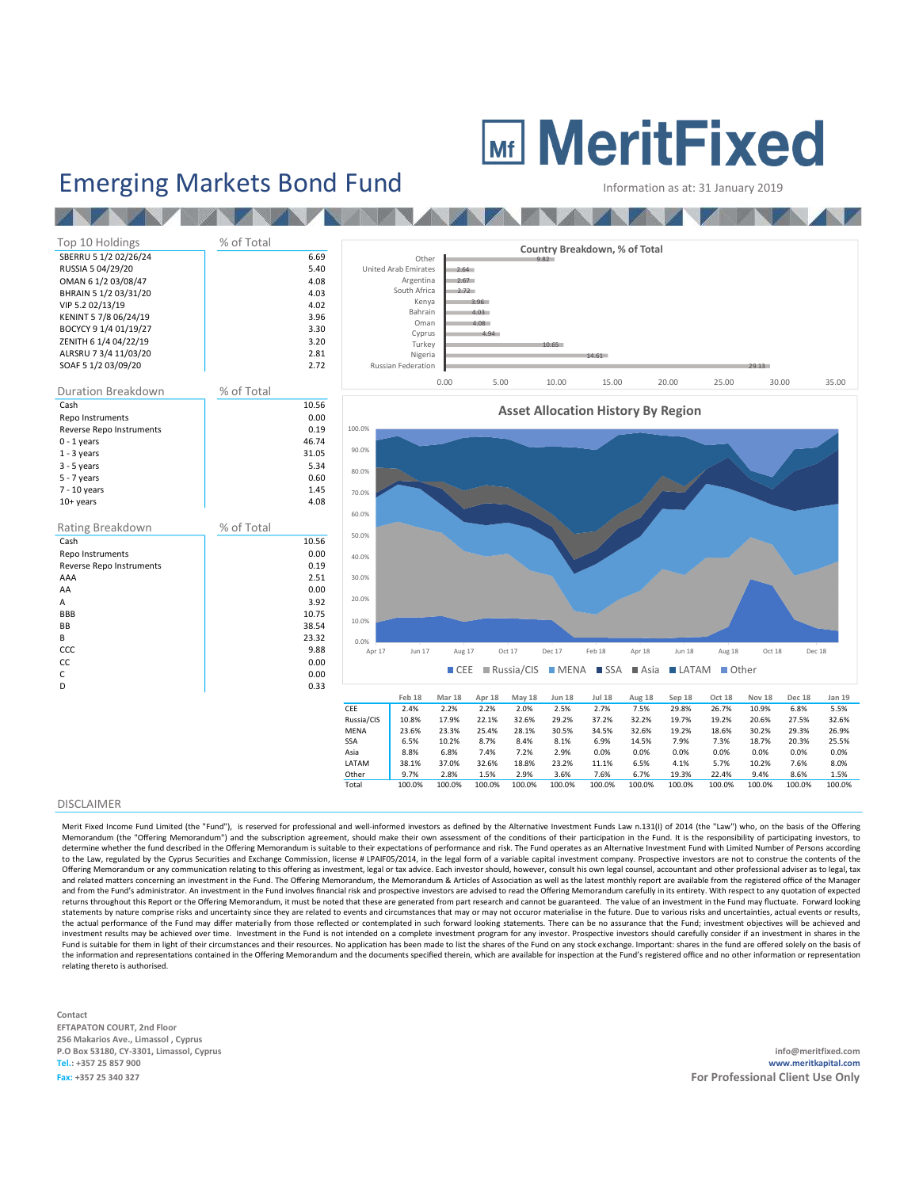# MeritFixed

## Emerging Markets Bond Fund

Information as at: 31 January 2019

| Top 10 Holdings | % of Total |
| --- | --- |
| SBERRU 5 1/2 02/26/24 | 6.69 |
| RUSSIA 5 04/29/20 | 5.40 |
| OMAN 6 1/2 03/08/47 | 4.08 |
| BHRAIN 5 1/2 03/31/20 | 4.03 |
| VIP 5.2 02/13/19 | 4.02 |
| KENINT 5 7/8 06/24/19 | 3.96 |
| BOCYCY 9 1/4 01/19/27 | 3.30 |
| ZENITH 6 1/4 04/22/19 | 3.20 |
| ALRSRU 7 3/4 11/03/20 | 2.81 |
| SOAF 5 1/2 03/09/20 | 2.72 |

| Duration Breakdown | % of Total |
| --- | --- |
| Cash | 10.56 |
| Repo Instruments | 0.00 |
| Reverse Repo Instruments | 0.19 |
| 0 - 1 years | 46.74 |
| 1 - 3 years | 31.05 |
| 3 - 5 years | 5.34 |
| 5 - 7 years | 0.60 |
| 7 - 10 years | 1.45 |
| 10+ years | 4.08 |

| Rating Breakdown | % of Total |
| --- | --- |
| Cash | 10.56 |
| Repo Instruments | 0.00 |
| Reverse Repo Instruments | 0.19 |
| AAA | 2.51 |
| AA | 0.00 |
| A | 3.92 |
| BBB | 10.75 |
| BB | 38.54 |
| B | 23.32 |
| CCC | 9.88 |
| CC | 0.00 |
| C | 0.00 |
| D | 0.33 |

Country Breakdown, % of Total

Other 9.82
United Arab Emirates 2.64
Argentina 2.67
South Africa 2.72
Kenya 3.96
Bahrain 4.03
Oman 4.08
Cyprus 4.94
Turkey 10.65
Nigeria 14.61
Russian Federation 29.13

0.00 5.00 10.00 15.00 20.00 25.00 30.00 35.00

Asset Allocation History By Region

100.0% 90.0% 80.0% 70.0% 60.0% 50.0% 40.0% 30.0% 20.0% 10.0% 0.0%

Apr 17 Jun 17 Aug 17 Oct 17 Dec 17 Feb 18 Apr 18 Jun 18 Aug 18 Oct 18 Dec 18

CEE Russia/CIS MENA SSA Asia LATAM Other

| | Feb 18 | Mar 18 | Apr 18 | May 18 | Jun 18 | Jul 18 | Aug 18 | Sep 18 | Oct 18 | Nov 18 | Dec 18 | Jan 19 |
| --- | --- | --- | --- | --- | --- | --- | --- | --- | --- | --- | --- | --- |
| CEE | 2.4% | 2.2% | 2.2% | 2.0% | 2.5% | 2.7% | 7.5% | 29.8% | 26.7% | 10.9% | 6.8% | 5.5% |
| Russia/CIS | 10.8% | 17.9% | 22.1% | 32.6% | 29.2% | 37.2% | 32.2% | 19.7% | 19.2% | 20.6% | 27.5% | 32.6% |
| MENA | 23.6% | 23.3% | 25.4% | 28.1% | 30.5% | 34.5% | 32.6% | 19.2% | 18.6% | 30.2% | 29.3% | 26.9% |
| SSA | 6.5% | 10.2% | 8.7% | 8.4% | 8.1% | 6.9% | 14.5% | 7.9% | 7.3% | 18.7% | 20.3% | 25.5% |
| Asia | 8.8% | 6.8% | 7.4% | 7.2% | 2.9% | 0.0% | 0.0% | 0.0% | 0.0% | 0.0% | 0.0% | 0.0% |
| LATAM | 38.1% | 37.0% | 32.6% | 18.8% | 23.2% | 11.1% | 6.5% | 4.1% | 5.7% | 10.2% | 7.6% | 8.0% |
| Other | 9.7% | 2.8% | 1.5% | 2.9% | 3.6% | 7.6% | 6.7% | 19.3% | 22.4% | 9.4% | 8.6% | 1.5% |
| Total | 100.0% | 100.0% | 100.0% | 100.0% | 100.0% | 100.0% | 100.0% | 100.0% | 100.0% | 100.0% | 100.0% | 100.0% |

## DISCLAIMER

Merit Fixed Income Fund Limited (the "Fund"), is reserved for professional and well-informed investors as defined by the Alternative Investment Funds Law n.131(I) of 2014 (the "Law") who, on the basis of the Offering Memorandum (the "Offering Memorandum") and the subscription agreement, should make their own assessment of the conditions of their participation in the Fund. It is the responsibility of participating investors, to determine whether the fund described in the Offering Memorandum is suitable to their expectations of performance and risk. The Fund operates as an Alternative Investment Fund with Limited Number of Persons according to the Law, regulated by the Cyprus Securities and Exchange Commission, license # LPAIF05/2014, in the legal form of a variable capital investment company. Prospective investors are not to construe the contents of the Offering Memorandum or any communication relating to this offering as investment, legal or tax advice. Each investor should, however, consult his own legal counsel, accountant and other professional adviser as to legal, tax and related matters concerning an investment in the Fund. The Offering Memorandum, the Memorandum & Articles of Association as well as the latest monthly report are available from the registered office of the Manager and from the Fund's administrator. An investment in the Fund involves financial risk and prospective investors are advised to read the Offering Memorandum carefully in its entirety. With respect to any quotation of expected returns throughout this Report or the Offering Memorandum, it must be noted that these are generated from part research and cannot be guaranteed. The value of an investment in the Fund may fluctuate. Forward looking statements by nature comprise risks and uncertainty since they are related to events and circumstances that may or may not occuror materialise in the future. Due to various risks and uncertainties, actual events or results, the actual performance of the Fund may differ materially from those reflected or contemplated in such forward looking statements. There can be no assurance that the Fund; investment objectives will be achieved and investment results may be achieved over time. Investment in the Fund is not intended on a complete investment program for any investor. Prospective investors should carefully consider if an investment in shares in the Fund is suitable for them in light of their circumstances and their resources. No application has been made to list the shares of the Fund on any stock exchange. Important: shares in the fund are offered solely on the basis of the information and representations contained in the Offering Memorandum and the documents specified therein, which are available for inspection at the Fund's registered office and no other information or representation relating thereto is authorised.

**Contact**
**EFTAPATON COURT, 2nd Floor**
**256 Makarios Ave., Limassol , Cyprus**
**P.O Box 53180, CY-3301, Limassol, Cyprus**
**Tel.: +357 25 857 900**
**Fax: +357 25 340 327**

**info@meritfixed.com**
**www.meritkapital.com**
**For Professional Client Use Only**